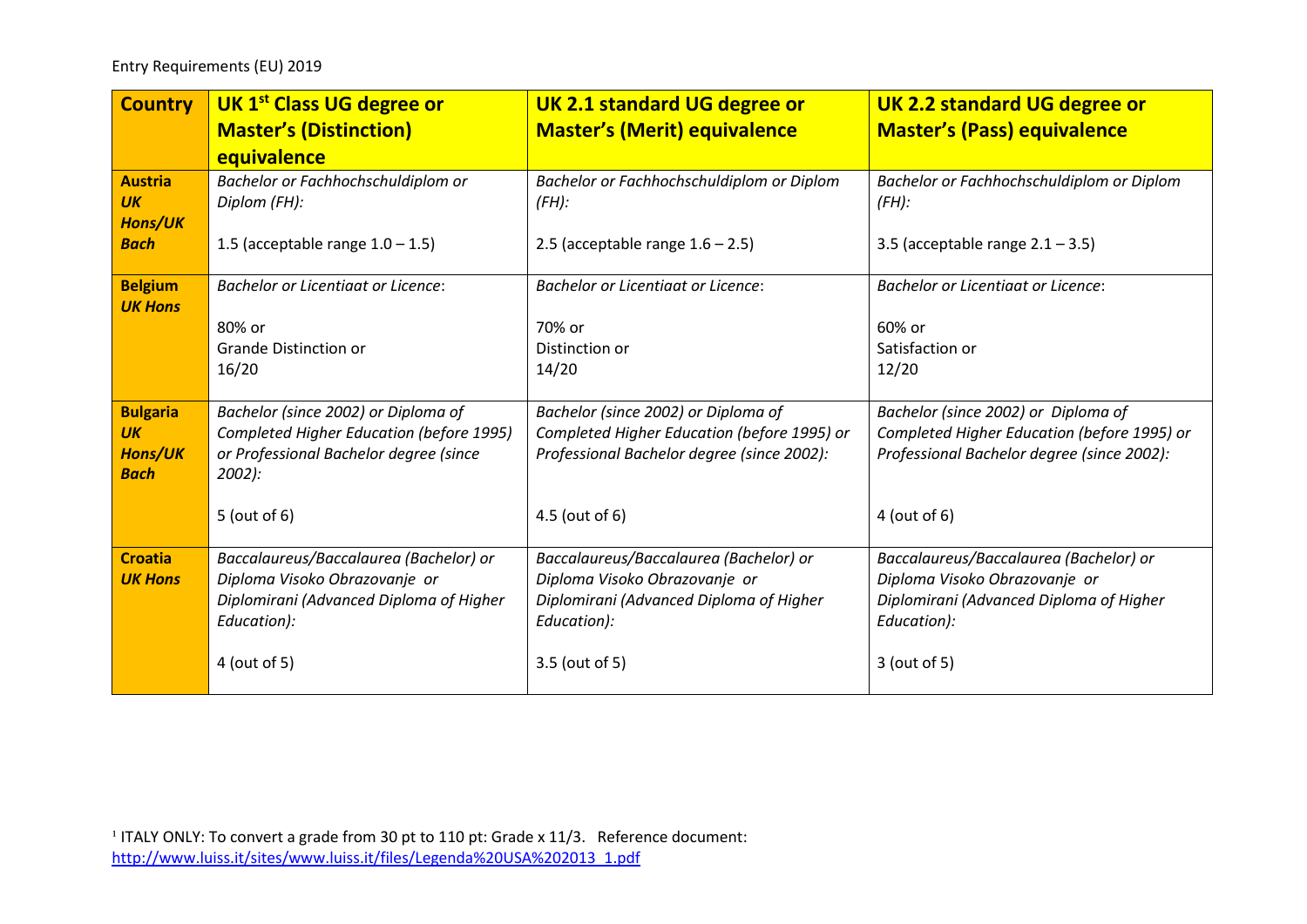Entry Requirements (EU) 2019

| Country | UK 1st Class UG degree or Master's (Distinction) equivalence | UK 2.1 standard UG degree or Master's (Merit) equivalence | UK 2.2 standard UG degree or Master's (Pass) equivalence |
|---|---|---|---|
| **Austria** ***UK Hons/UK Bach*** | *Bachelor or Fachhochschuldiplom or Diplom (FH):*<br><br>1.5 (acceptable range 1.0 – 1.5) | *Bachelor or Fachhochschuldiplom or Diplom (FH):*<br><br>2.5 (acceptable range 1.6 – 2.5) | *Bachelor or Fachhochschuldiplom or Diplom (FH):*<br><br>3.5 (acceptable range 2.1 – 3.5) |
| **Belgium** ***UK Hons*** | *Bachelor or Licentiaat or Licence*:<br><br>80% or<br>Grande Distinction or<br>16/20 | *Bachelor or Licentiaat or Licence*:<br><br>70% or<br>Distinction or<br>14/20 | *Bachelor or Licentiaat or Licence*:<br><br>60% or<br>Satisfaction or<br>12/20 |
| **Bulgaria** ***UK Hons/UK Bach*** | *Bachelor (since 2002) or Diploma of Completed Higher Education (before 1995) or Professional Bachelor degree (since 2002):*<br><br>5 (out of 6) | *Bachelor (since 2002) or Diploma of Completed Higher Education (before 1995) or Professional Bachelor degree (since 2002):*<br><br>4.5 (out of 6) | *Bachelor (since 2002) or Diploma of Completed Higher Education (before 1995) or Professional Bachelor degree (since 2002):*<br><br>4 (out of 6) |
| **Croatia** ***UK Hons*** | *Baccalaureus/Baccalaurea (Bachelor) or Diploma Visoko Obrazovanje or Diplomirani (Advanced Diploma of Higher Education):*<br><br>4 (out of 5) | *Baccalaureus/Baccalaurea (Bachelor) or Diploma Visoko Obrazovanje or Diplomirani (Advanced Diploma of Higher Education):*<br><br>3.5 (out of 5) | *Baccalaureus/Baccalaurea (Bachelor) or Diploma Visoko Obrazovanje or Diplomirani (Advanced Diploma of Higher Education):*<br><br>3 (out of 5) |

[1] ITALY ONLY: To convert a grade from 30 pt to 110 pt: Grade x 11/3. Reference document: http://www.luiss.it/sites/www.luiss.it/files/Legenda%20USA%202013_1.pdf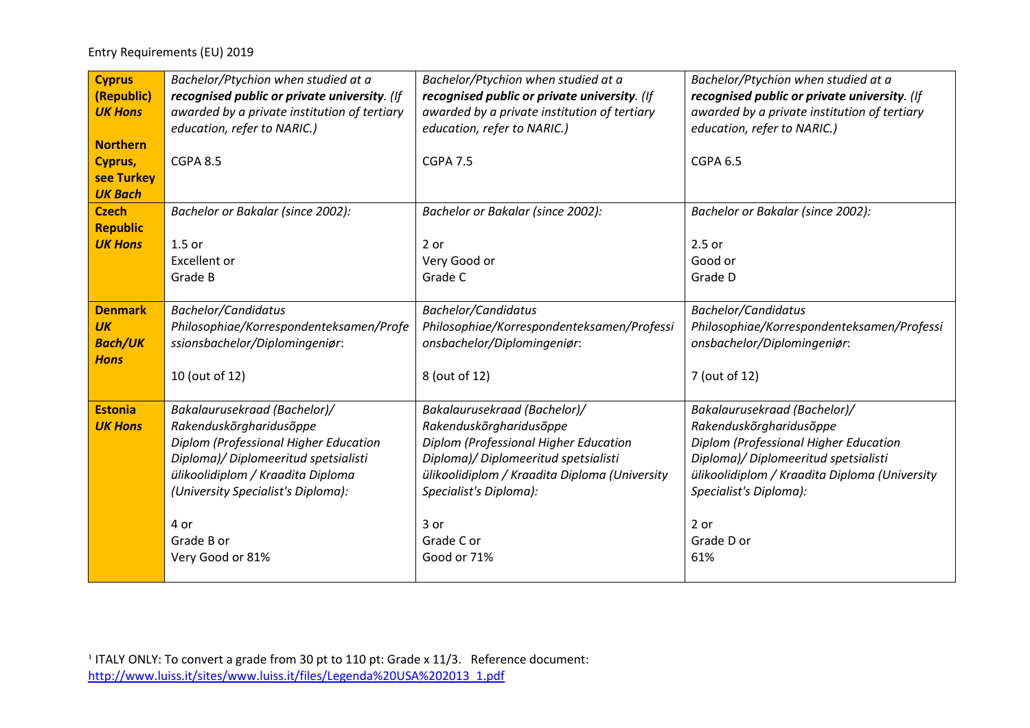Entry Requirements (EU) 2019

| **Cyprus (Republic)** ***UK Hons*** **Northern Cyprus, see Turkey** ***UK Bach*** | *Bachelor/Ptychion when studied at a **recognised public or private university**. (If awarded by a private institution of tertiary education, refer to NARIC.)* CGPA 8.5 | *Bachelor/Ptychion when studied at a **recognised public or private university**. (If awarded by a private institution of tertiary education, refer to NARIC.)* CGPA 7.5 | *Bachelor/Ptychion when studied at a **recognised public or private university**. (If awarded by a private institution of tertiary education, refer to NARIC.)* CGPA 6.5 |
|---|---|---|---|
| **Czech Republic** ***UK Hons*** | *Bachelor or Bakalar (since 2002):* 1.5 or Excellent or Grade B | *Bachelor or Bakalar (since 2002):* 2 or Very Good or Grade C | *Bachelor or Bakalar (since 2002):* 2.5 or Good or Grade D |
| **Denmark** ***UK Bach/UK Hons*** | *Bachelor/Candidatus Philosophiae/Korrespondenteksamen/Professionsbachelor/Diplomingeniør*: 10 (out of 12) | *Bachelor/Candidatus Philosophiae/Korrespondenteksamen/Professionsbachelor/Diplomingeniør*: 8 (out of 12) | *Bachelor/Candidatus Philosophiae/Korrespondenteksamen/Professionsbachelor/Diplomingeniør*: 7 (out of 12) |
| **Estonia** ***UK Hons*** | *Bakalaurusekraad (Bachelor)/ Rakenduskõrgharidusõppe Diplom (Professional Higher Education Diploma)/ Diplomeeritud spetsialisti ülikoolidiplom / Kraadita Diploma (University Specialist's Diploma):* 4 or Grade B or Very Good or 81% | *Bakalaurusekraad (Bachelor)/ Rakenduskõrgharidusõppe Diplom (Professional Higher Education Diploma)/ Diplomeeritud spetsialisti ülikoolidiplom / Kraadita Diploma (University Specialist's Diploma):* 3 or Grade C or Good or 71% | *Bakalaurusekraad (Bachelor)/ Rakenduskõrgharidusõppe Diplom (Professional Higher Education Diploma)/ Diplomeeritud spetsialisti ülikoolidiplom / Kraadita Diploma (University Specialist's Diploma):* 2 or Grade D or 61% |

[1] ITALY ONLY: To convert a grade from 30 pt to 110 pt: Grade x 11/3. Reference document: http://www.luiss.it/sites/www.luiss.it/files/Legenda%20USA%202013_1.pdf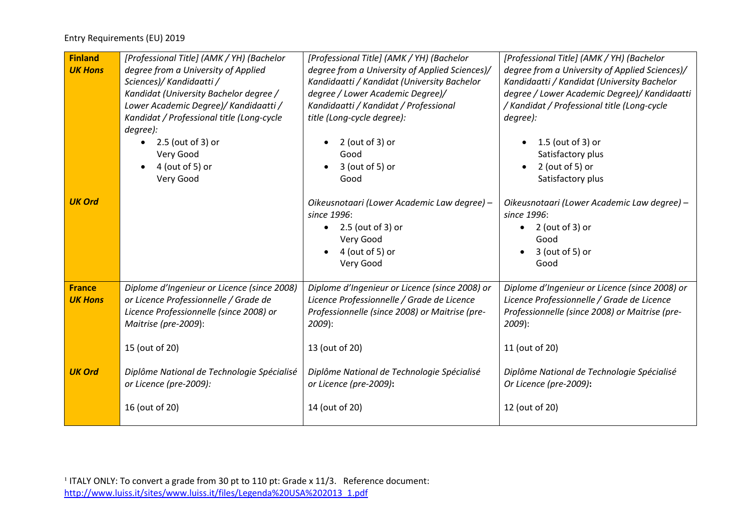Entry Requirements (EU) 2019

| | | | |
|---|---|---|---|
| **Finland** ***UK Hons*** | *[Professional Title] (AMK / YH) (Bachelor degree from a University of Applied Sciences)/ Kandidaatti / Kandidat (University Bachelor degree / Lower Academic Degree)/ Kandidaatti / Kandidat / Professional title (Long-cycle degree):* <br>• 2.5 (out of 3) or Very Good <br>• 4 (out of 5) or Very Good | *[Professional Title] (AMK / YH) (Bachelor degree from a University of Applied Sciences)/ Kandidaatti / Kandidat (University Bachelor degree / Lower Academic Degree)/ Kandidaatti / Kandidat / Professional title (Long-cycle degree):* <br>• 2 (out of 3) or Good <br>• 3 (out of 5) or Good | *[Professional Title] (AMK / YH) (Bachelor degree from a University of Applied Sciences)/ Kandidaatti / Kandidat (University Bachelor degree / Lower Academic Degree)/ Kandidaatti / Kandidat / Professional title (Long-cycle degree):* <br>• 1.5 (out of 3) or Satisfactory plus <br>• 2 (out of 5) or Satisfactory plus |
| ***UK Ord*** | | *Oikeusnotaari (Lower Academic Law degree) – since 1996*: <br>• 2.5 (out of 3) or Very Good <br>• 4 (out of 5) or Very Good | *Oikeusnotaari (Lower Academic Law degree) – since 1996*: <br>• 2 (out of 3) or Good <br>• 3 (out of 5) or Good |
| **France** ***UK Hons*** | *Diplome d'Ingenieur or Licence (since 2008) or Licence Professionnelle / Grade de Licence Professionnelle (since 2008) or Maitrise (pre-2009)*: <br><br>15 (out of 20) | *Diplome d'Ingenieur or Licence (since 2008) or Licence Professionnelle / Grade de Licence Professionnelle (since 2008) or Maitrise (pre-2009)*: <br><br>13 (out of 20) | *Diplome d'Ingenieur or Licence (since 2008) or Licence Professionnelle / Grade de Licence Professionnelle (since 2008) or Maitrise (pre-2009)*: <br><br>11 (out of 20) |
| ***UK Ord*** | *Diplôme National de Technologie Spécialisé or Licence (pre-2009):* <br><br>16 (out of 20) | *Diplôme National de Technologie Spécialisé or Licence (pre-2009)***:** <br><br>14 (out of 20) | *Diplôme National de Technologie Spécialisé Or Licence (pre-2009)***:** <br><br>12 (out of 20) |

[1] ITALY ONLY: To convert a grade from 30 pt to 110 pt: Grade x 11/3. Reference document: http://www.luiss.it/sites/www.luiss.it/files/Legenda%20USA%202013_1.pdf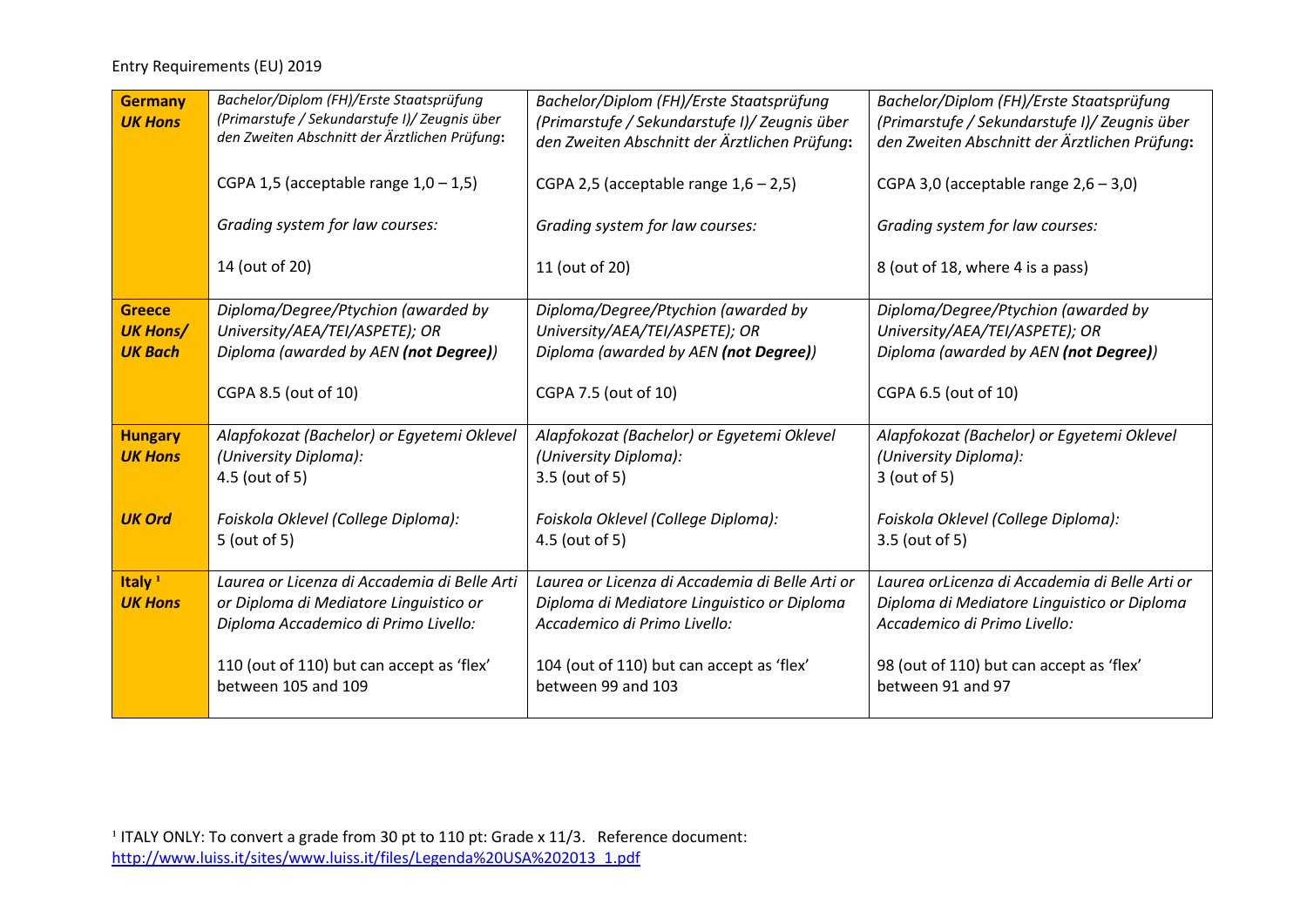Entry Requirements (EU) 2019

| | | | |
|---|---|---|---|
| **Germany** **_UK Hons_** | *Bachelor/Diplom (FH)/Erste Staatsprüfung (Primarstufe / Sekundarstufe I)/ Zeugnis über den Zweiten Abschnitt der Ärztlichen Prüfung*:<br><br>CGPA 1,5 (acceptable range 1,0 – 1,5)<br><br>*Grading system for law courses:*<br><br>14 (out of 20) | *Bachelor/Diplom (FH)/Erste Staatsprüfung (Primarstufe / Sekundarstufe I)/ Zeugnis über den Zweiten Abschnitt der Ärztlichen Prüfung*:<br><br>CGPA 2,5 (acceptable range 1,6 – 2,5)<br><br>*Grading system for law courses:*<br><br>11 (out of 20) | *Bachelor/Diplom (FH)/Erste Staatsprüfung (Primarstufe / Sekundarstufe I)/ Zeugnis über den Zweiten Abschnitt der Ärztlichen Prüfung*:<br><br>CGPA 3,0 (acceptable range 2,6 – 3,0)<br><br>*Grading system for law courses:*<br><br>8 (out of 18, where 4 is a pass) |
| **Greece** **_UK Hons/ UK Bach_** | *Diploma/Degree/Ptychion (awarded by University/AEA/TEI/ASPETE); OR Diploma (awarded by AEN **(not Degree)**)*<br><br>CGPA 8.5 (out of 10) | *Diploma/Degree/Ptychion (awarded by University/AEA/TEI/ASPETE); OR Diploma (awarded by AEN **(not Degree)**)*<br><br>CGPA 7.5 (out of 10) | *Diploma/Degree/Ptychion (awarded by University/AEA/TEI/ASPETE); OR Diploma (awarded by AEN **(not Degree)**)*<br><br>CGPA 6.5 (out of 10) |
| **Hungary** **_UK Hons_**<br><br>**_UK Ord_** | *Alapfokozat (Bachelor) or Egyetemi Oklevel (University Diploma):*<br>4.5 (out of 5)<br><br>*Foiskola Oklevel (College Diploma):*<br>5 (out of 5) | *Alapfokozat (Bachelor) or Egyetemi Oklevel (University Diploma):*<br>3.5 (out of 5)<br><br>*Foiskola Oklevel (College Diploma):*<br>4.5 (out of 5) | *Alapfokozat (Bachelor) or Egyetemi Oklevel (University Diploma):*<br>3 (out of 5)<br><br>*Foiskola Oklevel (College Diploma):*<br>3.5 (out of 5) |
| **Italy** [1] **_UK Hons_** | *Laurea or Licenza di Accademia di Belle Arti or Diploma di Mediatore Linguistico or Diploma Accademico di Primo Livello:*<br><br>110 (out of 110) but can accept as 'flex' between 105 and 109 | *Laurea or Licenza di Accademia di Belle Arti or Diploma di Mediatore Linguistico or Diploma Accademico di Primo Livello:*<br><br>104 (out of 110) but can accept as 'flex' between 99 and 103 | *Laurea orLicenza di Accademia di Belle Arti or Diploma di Mediatore Linguistico or Diploma Accademico di Primo Livello:*<br><br>98 (out of 110) but can accept as 'flex' between 91 and 97 |

[1] ITALY ONLY: To convert a grade from 30 pt to 110 pt: Grade x 11/3. Reference document: http://www.luiss.it/sites/www.luiss.it/files/Legenda%20USA%202013_1.pdf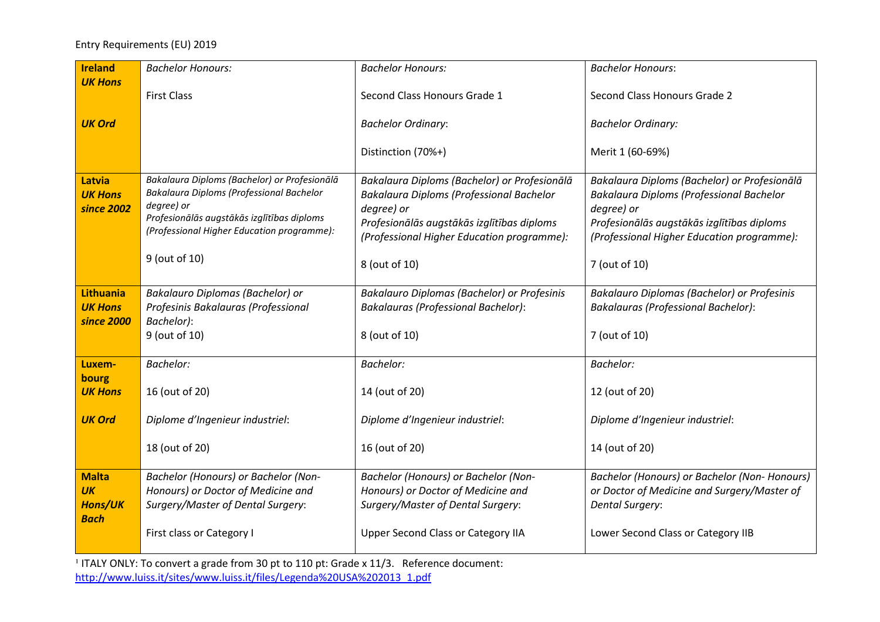Entry Requirements (EU) 2019

| | | | |
|---|---|---|---|
| **Ireland**<br>***UK Hons***<br><br>***UK Ord*** | *Bachelor Honours:*<br><br>First Class | *Bachelor Honours:*<br><br>Second Class Honours Grade 1<br><br>*Bachelor Ordinary*:<br><br>Distinction (70%+) | *Bachelor Honours*:<br><br>Second Class Honours Grade 2<br><br>*Bachelor Ordinary:*<br><br>Merit 1 (60-69%) |
| **Latvia**<br>***UK Hons since 2002*** | *Bakalaura Diploms (Bachelor) or Profesionālā Bakalaura Diploms (Professional Bachelor degree) or Profesionālās augstākās izglītības diploms (Professional Higher Education programme):*<br><br>9 (out of 10) | *Bakalaura Diploms (Bachelor) or Profesionālā Bakalaura Diploms (Professional Bachelor degree) or Profesionālās augstākās izglītības diploms (Professional Higher Education programme):*<br><br>8 (out of 10) | *Bakalaura Diploms (Bachelor) or Profesionālā Bakalaura Diploms (Professional Bachelor degree) or Profesionālās augstākās izglītības diploms (Professional Higher Education programme):*<br><br>7 (out of 10) |
| **Lithuania**<br>***UK Hons since 2000*** | *Bakalauro Diplomas (Bachelor) or Profesinis Bakalauras (Professional Bachelor)*:<br>9 (out of 10) | *Bakalauro Diplomas (Bachelor) or Profesinis Bakalauras (Professional Bachelor)*:<br><br>8 (out of 10) | *Bakalauro Diplomas (Bachelor) or Profesinis Bakalauras (Professional Bachelor)*:<br><br>7 (out of 10) |
| **Luxem-bourg**<br>***UK Hons***<br><br>***UK Ord*** | *Bachelor:*<br><br>16 (out of 20)<br><br>*Diplome d'Ingenieur industriel*:<br><br>18 (out of 20) | *Bachelor:*<br><br>14 (out of 20)<br><br>*Diplome d'Ingenieur industriel*:<br><br>16 (out of 20) | *Bachelor:*<br><br>12 (out of 20)<br><br>*Diplome d'Ingenieur industriel*:<br><br>14 (out of 20) |
| **Malta**<br>***UK Hons/UK Bach*** | *Bachelor (Honours) or Bachelor (Non-Honours) or Doctor of Medicine and Surgery/Master of Dental Surgery*:<br><br>First class or Category I | *Bachelor (Honours) or Bachelor (Non-Honours) or Doctor of Medicine and Surgery/Master of Dental Surgery*:<br><br>Upper Second Class or Category IIA | *Bachelor (Honours) or Bachelor (Non- Honours) or Doctor of Medicine and Surgery/Master of Dental Surgery*:<br><br>Lower Second Class or Category IIB |

[1] ITALY ONLY: To convert a grade from 30 pt to 110 pt: Grade x 11/3. Reference document: http://www.luiss.it/sites/www.luiss.it/files/Legenda%20USA%202013_1.pdf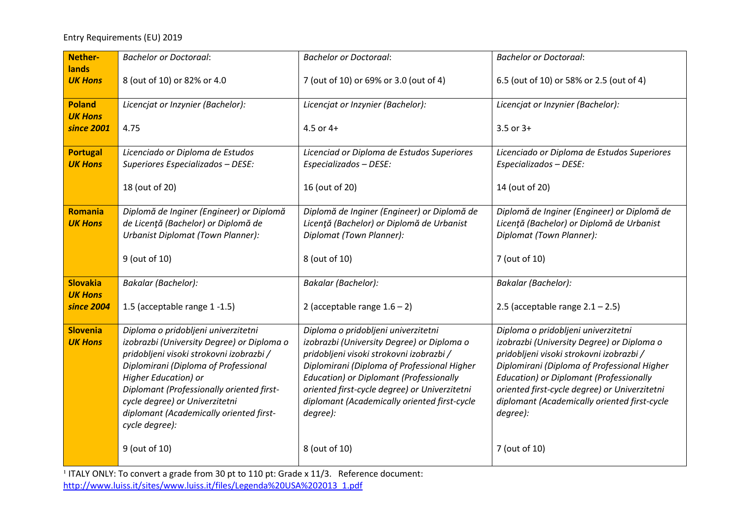Entry Requirements (EU) 2019

| | | | |
|---|---|---|---|
| **Nether-lands** ***UK Hons*** | *Bachelor or Doctoraal*: 8 (out of 10) or 82% or 4.0 | *Bachelor or Doctoraal*: 7 (out of 10) or 69% or 3.0 (out of 4) | *Bachelor or Doctoraal*: 6.5 (out of 10) or 58% or 2.5 (out of 4) |
| **Poland** ***UK Hons since 2001*** | *Licencjat or Inzynier (Bachelor):* 4.75 | *Licencjat or Inzynier (Bachelor):* 4.5 or 4+ | *Licencjat or Inzynier (Bachelor):* 3.5 or 3+ |
| **Portugal** ***UK Hons*** | *Licenciado or Diploma de Estudos Superiores Especializados – DESE:* 18 (out of 20) | *Licenciad or Diploma de Estudos Superiores Especializados – DESE:* 16 (out of 20) | *Licenciado or Diploma de Estudos Superiores Especializados – DESE:* 14 (out of 20) |
| **Romania** ***UK Hons*** | *Diplomă de Inginer (Engineer) or Diplomă de Licenţă (Bachelor) or Diplomă de Urbanist Diplomat (Town Planner):* 9 (out of 10) | *Diplomă de Inginer (Engineer) or Diplomă de Licenţă (Bachelor) or Diplomă de Urbanist Diplomat (Town Planner):* 8 (out of 10) | *Diplomă de Inginer (Engineer) or Diplomă de Licenţă (Bachelor) or Diplomă de Urbanist Diplomat (Town Planner):* 7 (out of 10) |
| **Slovakia** ***UK Hons since 2004*** | *Bakalar (Bachelor):* 1.5 (acceptable range 1 -1.5) | *Bakalar (Bachelor):* 2 (acceptable range 1.6 – 2) | *Bakalar (Bachelor):* 2.5 (acceptable range 2.1 – 2.5) |
| **Slovenia** ***UK Hons*** | *Diploma o pridobljeni univerzitetni izobrazbi (University Degree) or Diploma o pridobljeni visoki strokovni izobrazbi / Diplomirani (Diploma of Professional Higher Education) or Diplomant (Professionally oriented first-cycle degree) or Univerzitetni diplomant (Academically oriented first-cycle degree):* 9 (out of 10) | *Diploma o pridobljeni univerzitetni izobrazbi (University Degree) or Diploma o pridobljeni visoki strokovni izobrazbi / Diplomirani (Diploma of Professional Higher Education) or Diplomant (Professionally oriented first-cycle degree) or Univerzitetni diplomant (Academically oriented first-cycle degree):* 8 (out of 10) | *Diploma o pridobljeni univerzitetni izobrazbi (University Degree) or Diploma o pridobljeni visoki strokovni izobrazbi / Diplomirani (Diploma of Professional Higher Education) or Diplomant (Professionally oriented first-cycle degree) or Univerzitetni diplomant (Academically oriented first-cycle degree):* 7 (out of 10) |

[1] ITALY ONLY: To convert a grade from 30 pt to 110 pt: Grade x 11/3. Reference document: http://www.luiss.it/sites/www.luiss.it/files/Legenda%20USA%202013_1.pdf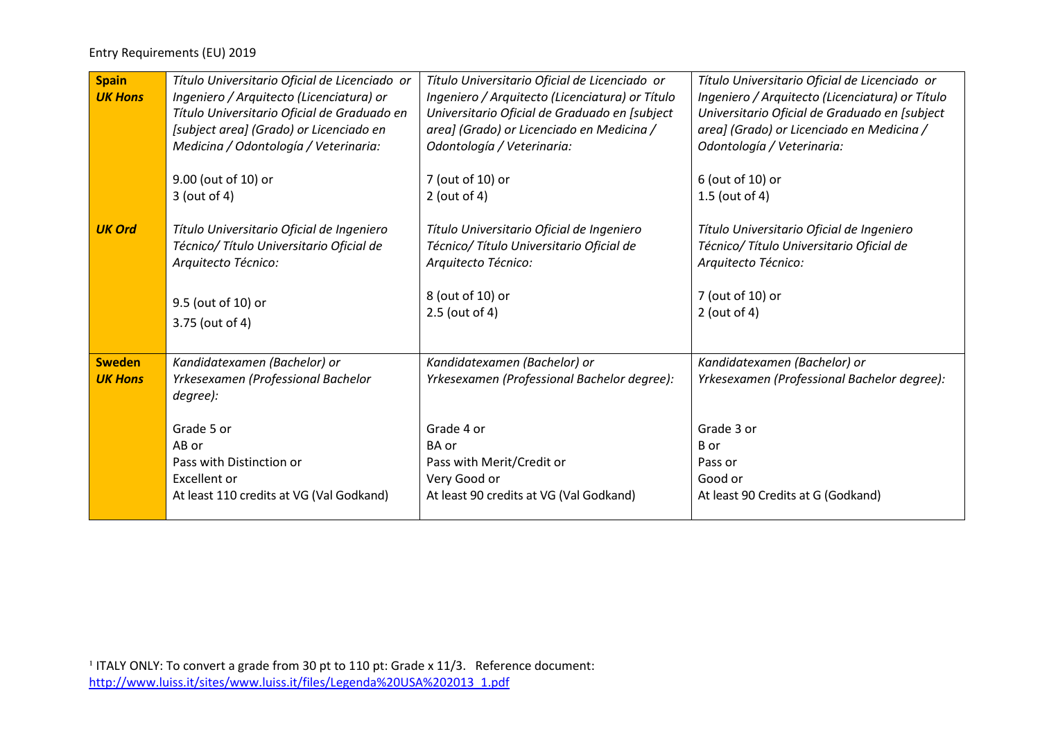Entry Requirements (EU) 2019

| | | | |
|---|---|---|---|
| **Spain** **UK Hons** | *Título Universitario Oficial de Licenciado or Ingeniero / Arquitecto (Licenciatura) or Título Universitario Oficial de Graduado en [subject area] (Grado) or Licenciado en Medicina / Odontología / Veterinaria:* 9.00 (out of 10) or 3 (out of 4) | *Título Universitario Oficial de Licenciado or Ingeniero / Arquitecto (Licenciatura) or Título Universitario Oficial de Graduado en [subject area] (Grado) or Licenciado en Medicina / Odontología / Veterinaria:* 7 (out of 10) or 2 (out of 4) | *Título Universitario Oficial de Licenciado or Ingeniero / Arquitecto (Licenciatura) or Título Universitario Oficial de Graduado en [subject area] (Grado) or Licenciado en Medicina / Odontología / Veterinaria:* 6 (out of 10) or 1.5 (out of 4) |
| **UK Ord** | *Título Universitario Oficial de Ingeniero Técnico/ Título Universitario Oficial de Arquitecto Técnico:* 9.5 (out of 10) or 3.75 (out of 4) | *Título Universitario Oficial de Ingeniero Técnico/ Título Universitario Oficial de Arquitecto Técnico:* 8 (out of 10) or 2.5 (out of 4) | *Título Universitario Oficial de Ingeniero Técnico/ Título Universitario Oficial de Arquitecto Técnico:* 7 (out of 10) or 2 (out of 4) |
| **Sweden** **UK Hons** | *Kandidatexamen (Bachelor) or Yrkesexamen (Professional Bachelor degree):* Grade 5 or AB or Pass with Distinction or Excellent or At least 110 credits at VG (Val Godkand) | *Kandidatexamen (Bachelor) or Yrkesexamen (Professional Bachelor degree):* Grade 4 or BA or Pass with Merit/Credit or Very Good or At least 90 credits at VG (Val Godkand) | *Kandidatexamen (Bachelor) or Yrkesexamen (Professional Bachelor degree):* Grade 3 or B or Pass or Good or At least 90 Credits at G (Godkand) |

[1] ITALY ONLY: To convert a grade from 30 pt to 110 pt: Grade x 11/3. Reference document: http://www.luiss.it/sites/www.luiss.it/files/Legenda%20USA%202013_1.pdf